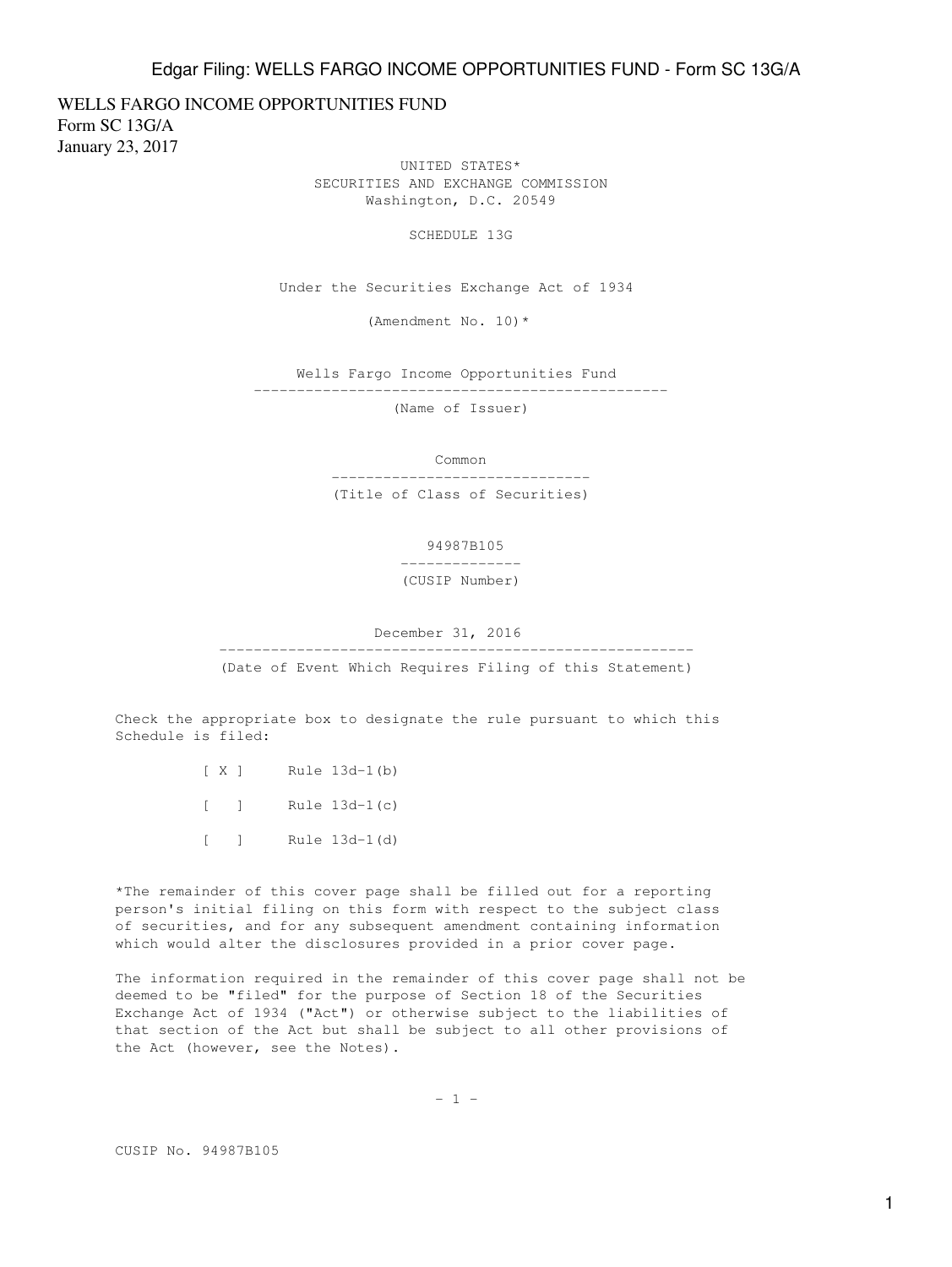WELLS FARGO INCOME OPPORTUNITIES FUND
Form SC 13G/A
January 23, 2017

UNITED STATES*
SECURITIES AND EXCHANGE COMMISSION
Washington, D.C. 20549

SCHEDULE 13G

Under the Securities Exchange Act of 1934

(Amendment No. 10)*

Wells Fargo Income Opportunities Fund
(Name of Issuer)

Common
(Title of Class of Securities)

94987B105
(CUSIP Number)

December 31, 2016
(Date of Event Which Requires Filing of this Statement)

Check the appropriate box to designate the rule pursuant to which this Schedule is filed:

[ X ] Rule 13d-1(b)

[ ] Rule 13d-1(c)

[ ] Rule 13d-1(d)

*The remainder of this cover page shall be filled out for a reporting person's initial filing on this form with respect to the subject class of securities, and for any subsequent amendment containing information which would alter the disclosures provided in a prior cover page.

The information required in the remainder of this cover page shall not be deemed to be "filed" for the purpose of Section 18 of the Securities Exchange Act of 1934 ("Act") or otherwise subject to the liabilities of that section of the Act but shall be subject to all other provisions of the Act (however, see the Notes).

CUSIP No. 94987B105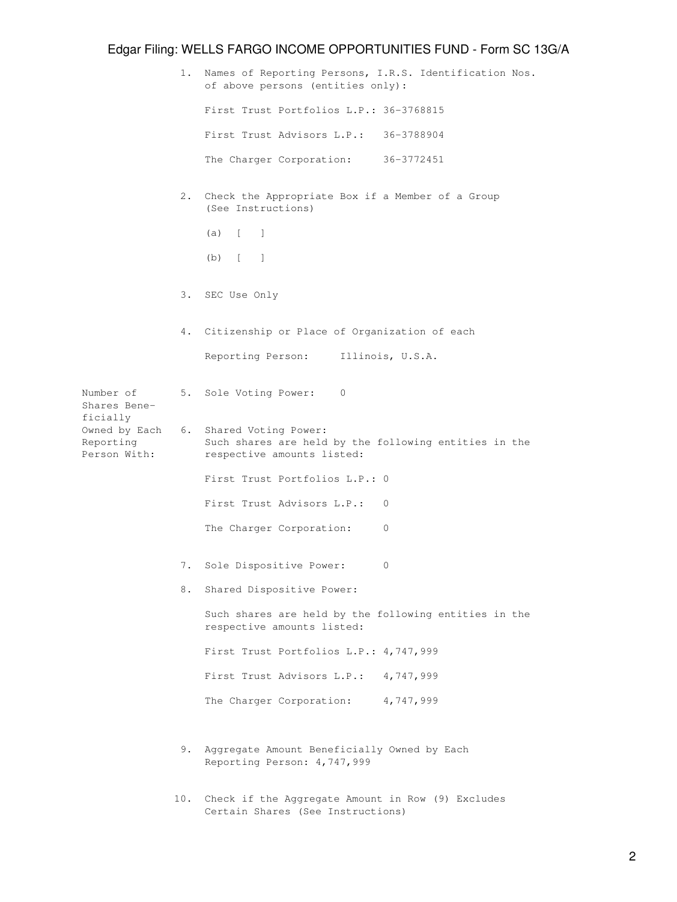1. Names of Reporting Persons, I.R.S. Identification Nos. of above persons (entities only):

   First Trust Portfolios L.P.: 36-3768815

   First Trust Advisors L.P.: 36-3788904

   The Charger Corporation: 36-3772451

2. Check the Appropriate Box if a Member of a Group (See Instructions)

   (a) [ ]

   (b) [ ]

3. SEC Use Only

4. Citizenship or Place of Organization of each

   Reporting Person: Illinois, U.S.A.

Number of Shares Beneficially Owned by Each Reporting Person With:

5. Sole Voting Power: 0

6. Shared Voting Power:
   Such shares are held by the following entities in the respective amounts listed:

   First Trust Portfolios L.P.: 0

   First Trust Advisors L.P.: 0

   The Charger Corporation: 0

7. Sole Dispositive Power: 0

8. Shared Dispositive Power:

   Such shares are held by the following entities in the respective amounts listed:

   First Trust Portfolios L.P.: 4,747,999

   First Trust Advisors L.P.: 4,747,999

   The Charger Corporation: 4,747,999

9. Aggregate Amount Beneficially Owned by Each Reporting Person: 4,747,999

10. Check if the Aggregate Amount in Row (9) Excludes Certain Shares (See Instructions)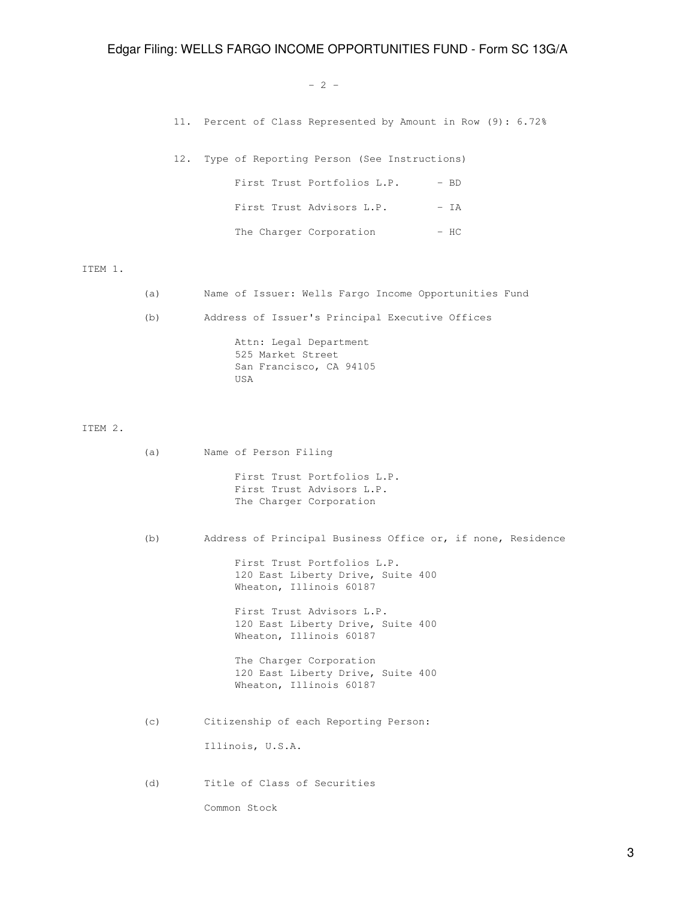11. Percent of Class Represented by Amount in Row (9): 6.72%

12. Type of Reporting Person (See Instructions)

| | |
|---|---|
| First Trust Portfolios L.P. | - BD |
| First Trust Advisors L.P. | - IA |
| The Charger Corporation | - HC |

ITEM 1.

(a) Name of Issuer: Wells Fargo Income Opportunities Fund

(b) Address of Issuer's Principal Executive Offices

Attn: Legal Department
525 Market Street
San Francisco, CA 94105
USA

ITEM 2.

(a) Name of Person Filing

First Trust Portfolios L.P.
First Trust Advisors L.P.
The Charger Corporation

(b) Address of Principal Business Office or, if none, Residence

First Trust Portfolios L.P.
120 East Liberty Drive, Suite 400
Wheaton, Illinois 60187

First Trust Advisors L.P.
120 East Liberty Drive, Suite 400
Wheaton, Illinois 60187

The Charger Corporation
120 East Liberty Drive, Suite 400
Wheaton, Illinois 60187

(c) Citizenship of each Reporting Person:

Illinois, U.S.A.

(d) Title of Class of Securities

Common Stock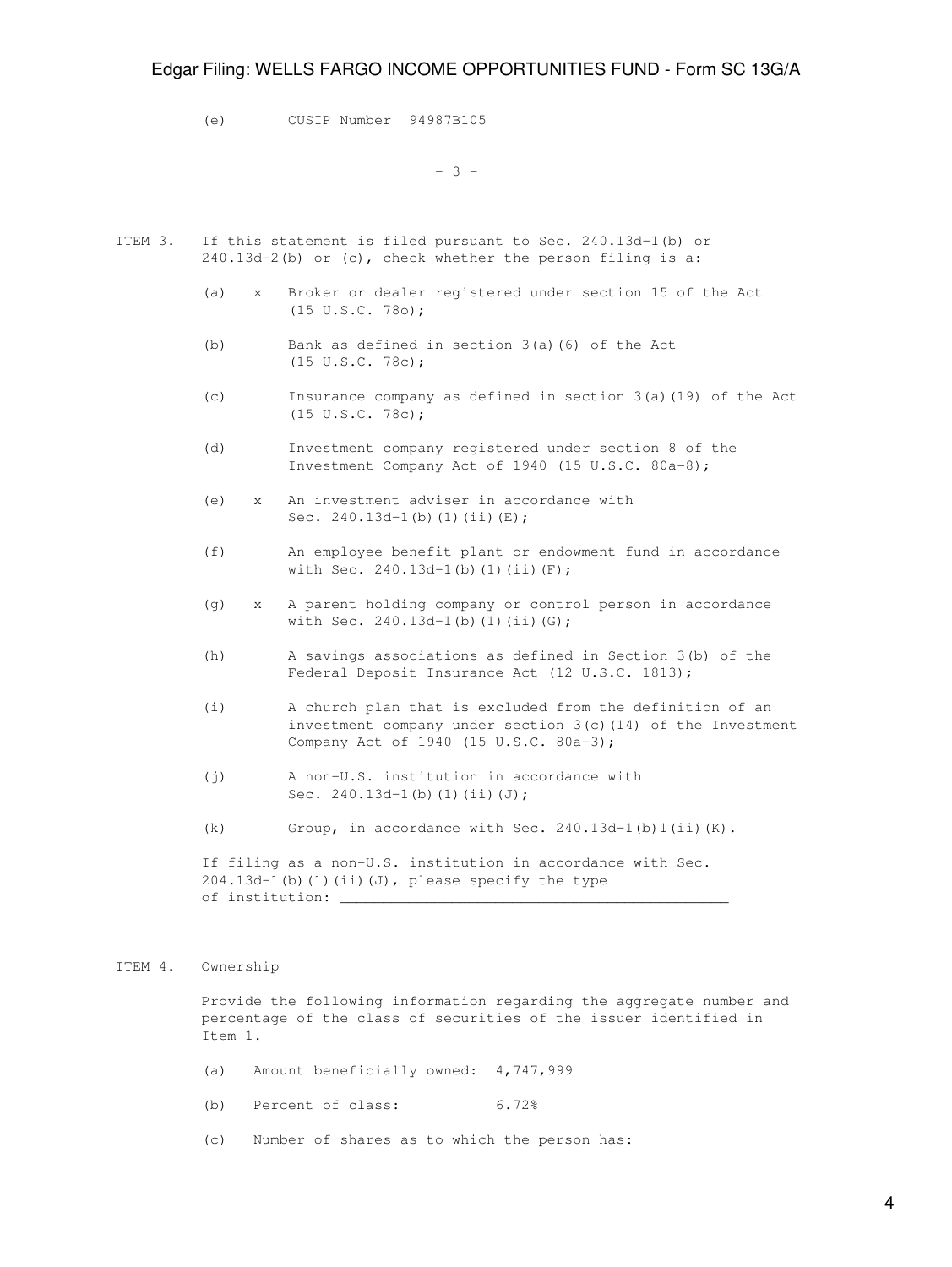(e) CUSIP Number 94987B105

- 3 -

ITEM 3. If this statement is filed pursuant to Sec. 240.13d-1(b) or 240.13d-2(b) or (c), check whether the person filing is a:

(a) x Broker or dealer registered under section 15 of the Act (15 U.S.C. 78o);

(b) Bank as defined in section 3(a)(6) of the Act (15 U.S.C. 78c);

(c) Insurance company as defined in section 3(a)(19) of the Act (15 U.S.C. 78c);

(d) Investment company registered under section 8 of the Investment Company Act of 1940 (15 U.S.C. 80a-8);

(e) x An investment adviser in accordance with Sec. 240.13d-1(b)(1)(ii)(E);

(f) An employee benefit plant or endowment fund in accordance with Sec. 240.13d-1(b)(1)(ii)(F);

(g) x A parent holding company or control person in accordance with Sec. 240.13d-1(b)(1)(ii)(G);

(h) A savings associations as defined in Section 3(b) of the Federal Deposit Insurance Act (12 U.S.C. 1813);

(i) A church plan that is excluded from the definition of an investment company under section 3(c)(14) of the Investment Company Act of 1940 (15 U.S.C. 80a-3);

(j) A non-U.S. institution in accordance with Sec. 240.13d-1(b)(1)(ii)(J);

(k) Group, in accordance with Sec. 240.13d-1(b)1(ii)(K).

If filing as a non-U.S. institution in accordance with Sec. 204.13d-1(b)(1)(ii)(J), please specify the type of institution: ____________________________________________

ITEM 4. Ownership

Provide the following information regarding the aggregate number and percentage of the class of securities of the issuer identified in Item 1.

(a) Amount beneficially owned: 4,747,999

(b) Percent of class: 6.72%

(c) Number of shares as to which the person has: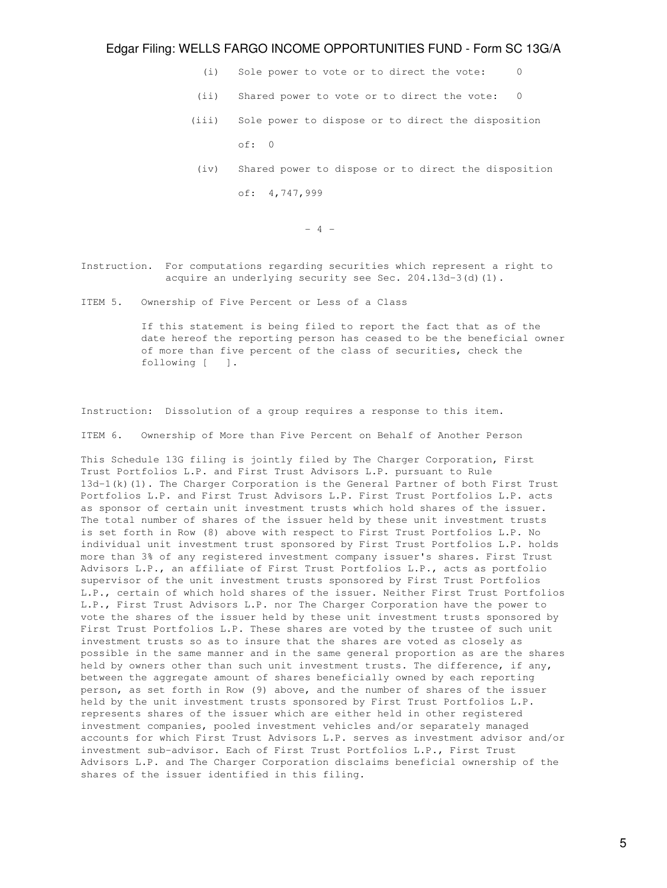(i) Sole power to vote or to direct the vote: 0

(ii) Shared power to vote or to direct the vote: 0

(iii) Sole power to dispose or to direct the disposition of: 0

(iv) Shared power to dispose or to direct the disposition of: 4,747,999

- 4 -

Instruction. For computations regarding securities which represent a right to acquire an underlying security see Sec. 204.13d-3(d)(1).

ITEM 5. Ownership of Five Percent or Less of a Class

If this statement is being filed to report the fact that as of the date hereof the reporting person has ceased to be the beneficial owner of more than five percent of the class of securities, check the following [ ].

Instruction: Dissolution of a group requires a response to this item.

ITEM 6. Ownership of More than Five Percent on Behalf of Another Person

This Schedule 13G filing is jointly filed by The Charger Corporation, First Trust Portfolios L.P. and First Trust Advisors L.P. pursuant to Rule 13d-1(k)(1). The Charger Corporation is the General Partner of both First Trust Portfolios L.P. and First Trust Advisors L.P. First Trust Portfolios L.P. acts as sponsor of certain unit investment trusts which hold shares of the issuer. The total number of shares of the issuer held by these unit investment trusts is set forth in Row (8) above with respect to First Trust Portfolios L.P. No individual unit investment trust sponsored by First Trust Portfolios L.P. holds more than 3% of any registered investment company issuer's shares. First Trust Advisors L.P., an affiliate of First Trust Portfolios L.P., acts as portfolio supervisor of the unit investment trusts sponsored by First Trust Portfolios L.P., certain of which hold shares of the issuer. Neither First Trust Portfolios L.P., First Trust Advisors L.P. nor The Charger Corporation have the power to vote the shares of the issuer held by these unit investment trusts sponsored by First Trust Portfolios L.P. These shares are voted by the trustee of such unit investment trusts so as to insure that the shares are voted as closely as possible in the same manner and in the same general proportion as are the shares held by owners other than such unit investment trusts. The difference, if any, between the aggregate amount of shares beneficially owned by each reporting person, as set forth in Row (9) above, and the number of shares of the issuer held by the unit investment trusts sponsored by First Trust Portfolios L.P. represents shares of the issuer which are either held in other registered investment companies, pooled investment vehicles and/or separately managed accounts for which First Trust Advisors L.P. serves as investment advisor and/or investment sub-advisor. Each of First Trust Portfolios L.P., First Trust Advisors L.P. and The Charger Corporation disclaims beneficial ownership of the shares of the issuer identified in this filing.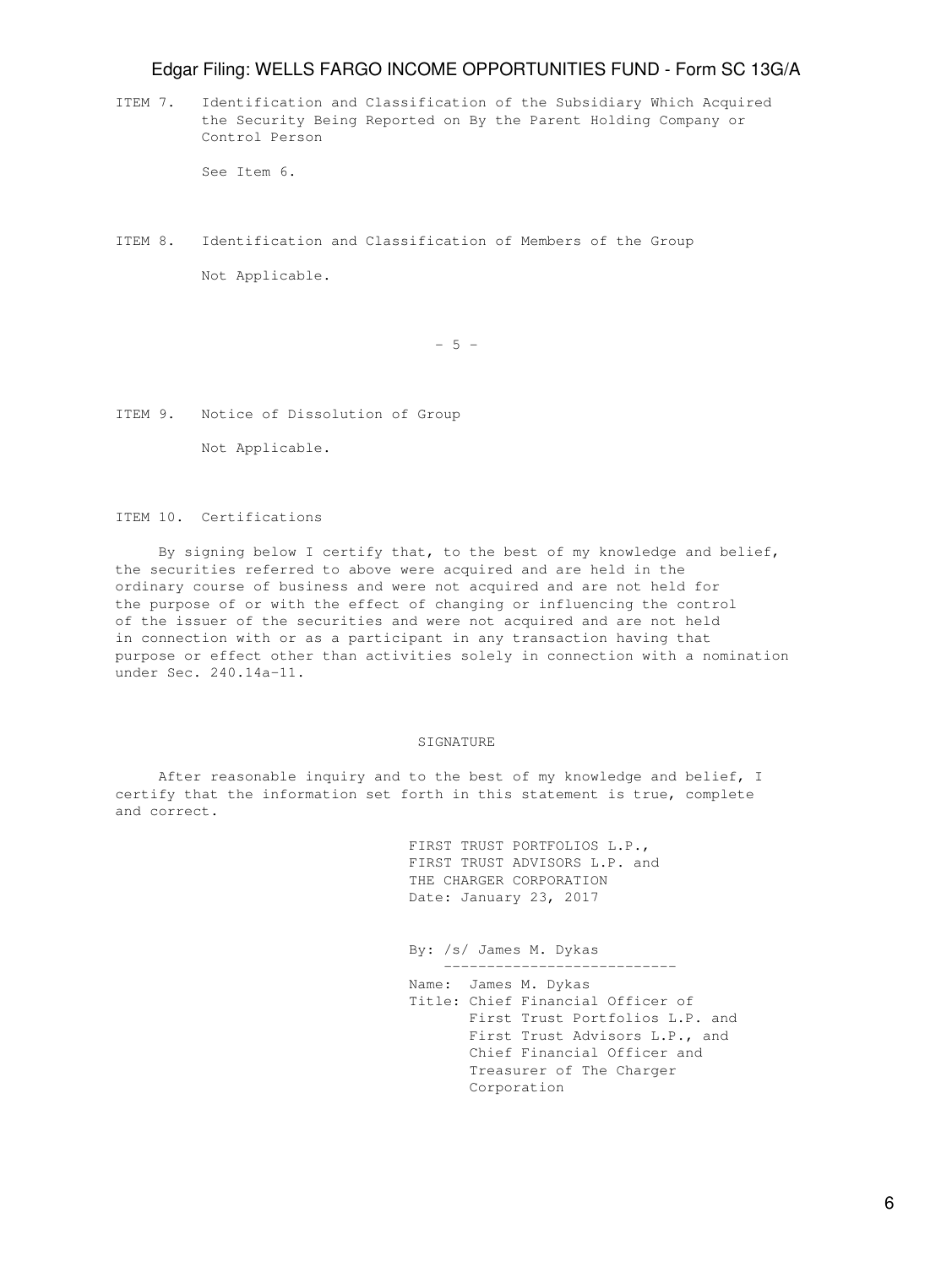ITEM 7. Identification and Classification of the Subsidiary Which Acquired the Security Being Reported on By the Parent Holding Company or Control Person

See Item 6.

ITEM 8. Identification and Classification of Members of the Group

Not Applicable.

ITEM 9. Notice of Dissolution of Group

Not Applicable.

ITEM 10. Certifications

By signing below I certify that, to the best of my knowledge and belief, the securities referred to above were acquired and are held in the ordinary course of business and were not acquired and are not held for the purpose of or with the effect of changing or influencing the control of the issuer of the securities and were not acquired and are not held in connection with or as a participant in any transaction having that purpose or effect other than activities solely in connection with a nomination under Sec. 240.14a-11.

SIGNATURE

After reasonable inquiry and to the best of my knowledge and belief, I certify that the information set forth in this statement is true, complete and correct.

FIRST TRUST PORTFOLIOS L.P.,
FIRST TRUST ADVISORS L.P. and
THE CHARGER CORPORATION
Date: January 23, 2017

By: /s/ James M. Dykas

Name: James M. Dykas
Title: Chief Financial Officer of First Trust Portfolios L.P. and First Trust Advisors L.P., and Chief Financial Officer and Treasurer of The Charger Corporation